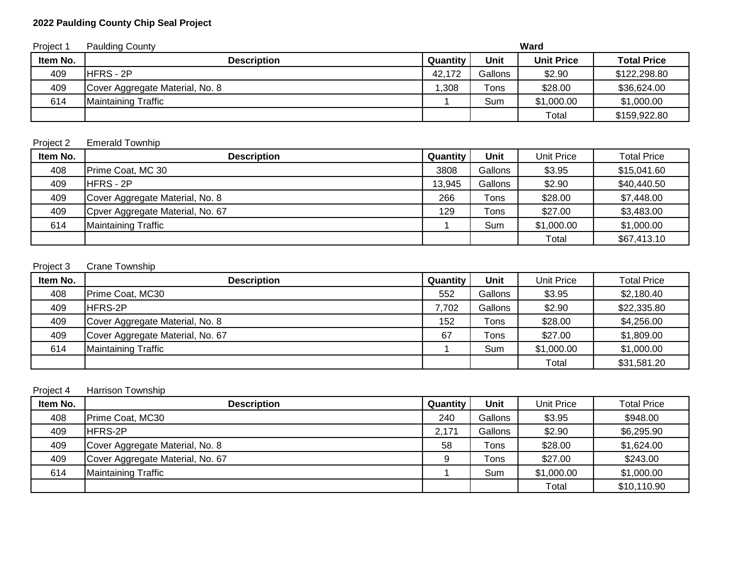**2022 Paulding County Chip Seal Project**

Project 1 Paulding County **Ward**

| Item No. | Description | Quantity | Unit | Unit Price | Total Price |
|---|---|---|---|---|---|
| 409 | HFRS - 2P | 42,172 | Gallons | $2.90 | $122,298.80 |
| 409 | Cover Aggregate Material, No. 8 | 1,308 | Tons | $28.00 | $36,624.00 |
| 614 | Maintaining Traffic | 1 | Sum | $1,000.00 | $1,000.00 |
| | | | | Total | $159,922.80 |

Project 2 Emerald Townhip

| Item No. | Description | Quantity | Unit | Unit Price | Total Price |
|---|---|---|---|---|---|
| 408 | Prime Coat, MC 30 | 3808 | Gallons | $3.95 | $15,041.60 |
| 409 | HFRS - 2P | 13,945 | Gallons | $2.90 | $40,440.50 |
| 409 | Cover Aggregate Material, No. 8 | 266 | Tons | $28.00 | $7,448.00 |
| 409 | Cpver Aggregate Material, No. 67 | 129 | Tons | $27.00 | $3,483.00 |
| 614 | Maintaining Traffic | 1 | Sum | $1,000.00 | $1,000.00 |
| | | | | Total | $67,413.10 |

Project 3 Crane Township

| Item No. | Description | Quantity | Unit | Unit Price | Total Price |
|---|---|---|---|---|---|
| 408 | Prime Coat, MC30 | 552 | Gallons | $3.95 | $2,180.40 |
| 409 | HFRS-2P | 7,702 | Gallons | $2.90 | $22,335.80 |
| 409 | Cover Aggregate Material, No. 8 | 152 | Tons | $28.00 | $4,256.00 |
| 409 | Cover Aggregate Material, No. 67 | 67 | Tons | $27.00 | $1,809.00 |
| 614 | Maintaining Traffic | 1 | Sum | $1,000.00 | $1,000.00 |
| | | | | Total | $31,581.20 |

Project 4 Harrison Township

| Item No. | Description | Quantity | Unit | Unit Price | Total Price |
|---|---|---|---|---|---|
| 408 | Prime Coat, MC30 | 240 | Gallons | $3.95 | $948.00 |
| 409 | HFRS-2P | 2,171 | Gallons | $2.90 | $6,295.90 |
| 409 | Cover Aggregate Material, No. 8 | 58 | Tons | $28.00 | $1,624.00 |
| 409 | Cover Aggregate Material, No. 67 | 9 | Tons | $27.00 | $243.00 |
| 614 | Maintaining Traffic | 1 | Sum | $1,000.00 | $1,000.00 |
| | | | | Total | $10,110.90 |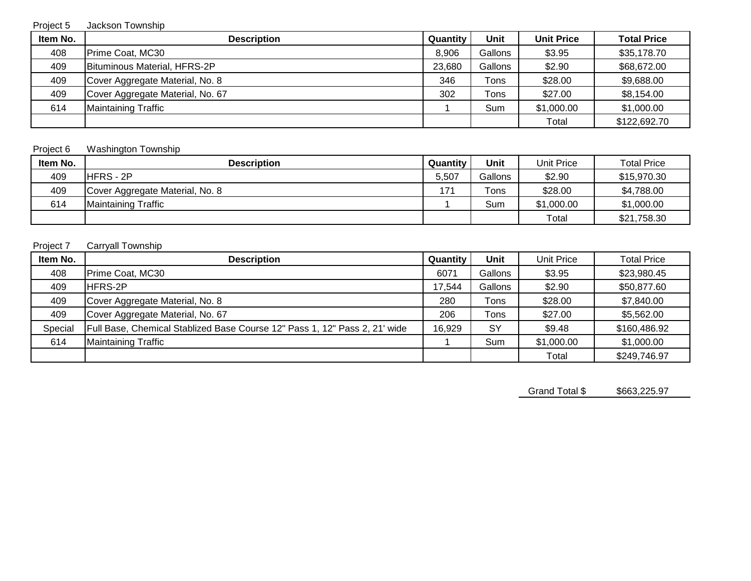Project 5 Jackson Township

| Item No. | Description | Quantity | Unit | Unit Price | Total Price |
|---|---|---|---|---|---|
| 408 | Prime Coat, MC30 | 8,906 | Gallons | $3.95 | $35,178.70 |
| 409 | Bituminous Material, HFRS-2P | 23,680 | Gallons | $2.90 | $68,672.00 |
| 409 | Cover Aggregate Material, No. 8 | 346 | Tons | $28.00 | $9,688.00 |
| 409 | Cover Aggregate Material, No. 67 | 302 | Tons | $27.00 | $8,154.00 |
| 614 | Maintaining Traffic | 1 | Sum | $1,000.00 | $1,000.00 |
| | | | | Total | $122,692.70 |

Project 6 Washington Township

| Item No. | Description | Quantity | Unit | Unit Price | Total Price |
|---|---|---|---|---|---|
| 409 | HFRS - 2P | 5,507 | Gallons | $2.90 | $15,970.30 |
| 409 | Cover Aggregate Material, No. 8 | 171 | Tons | $28.00 | $4,788.00 |
| 614 | Maintaining Traffic | 1 | Sum | $1,000.00 | $1,000.00 |
| | | | | Total | $21,758.30 |

Project 7 Carryall Township

| Item No. | Description | Quantity | Unit | Unit Price | Total Price |
|---|---|---|---|---|---|
| 408 | Prime Coat, MC30 | 6071 | Gallons | $3.95 | $23,980.45 |
| 409 | HFRS-2P | 17,544 | Gallons | $2.90 | $50,877.60 |
| 409 | Cover Aggregate Material, No. 8 | 280 | Tons | $28.00 | $7,840.00 |
| 409 | Cover Aggregate Material, No. 67 | 206 | Tons | $27.00 | $5,562.00 |
| Special | Full Base, Chemical Stablized Base Course 12" Pass 1, 12" Pass 2, 21' wide | 16,929 | SY | $9.48 | $160,486.92 |
| 614 | Maintaining Traffic | 1 | Sum | $1,000.00 | $1,000.00 |
| | | | | Total | $249,746.97 |

Grand Total $ $663,225.97